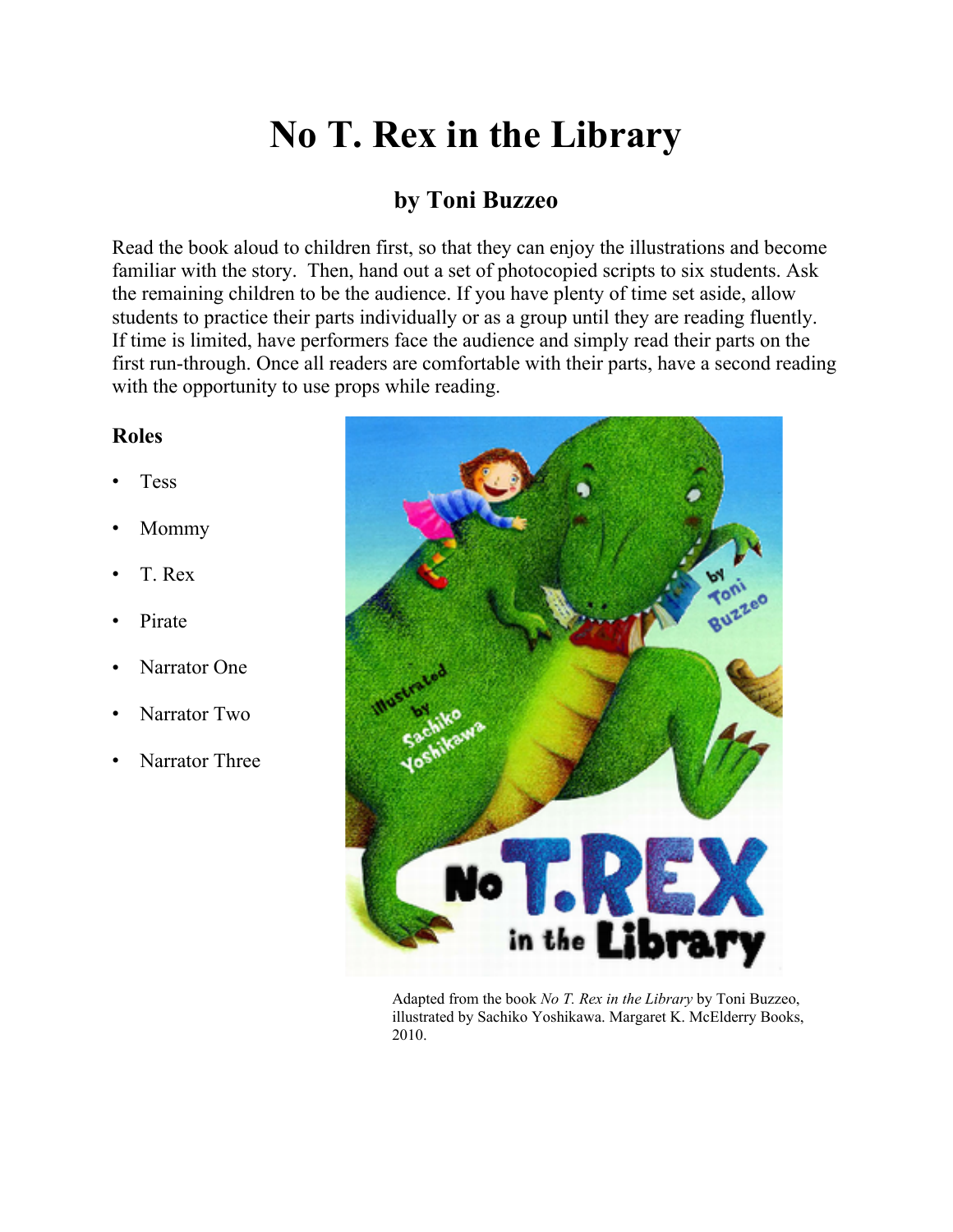# No T. Rex in the Library

## by Toni Buzzeo

Read the book aloud to children first, so that they can enjoy the illustrations and become familiar with the story. Then, hand out a set of photocopied scripts to six students. Ask the remaining children to be the audience. If you have plenty of time set aside, allow students to practice their parts individually or as a group until they are reading fluently. If time is limited, have performers face the audience and simply read their parts on the first run-through. Once all readers are comfortable with their parts, have a second reading with the opportunity to use props while reading.

### Roles

- Tess
- Mommy
- T. Rex
- Pirate
- Narrator One
- Narrator Two
- Narrator Three

Adapted from the book *No T. Rex in the Library* by Toni Buzzeo, illustrated by Sachiko Yoshikawa. Margaret K. McElderry Books, 2010.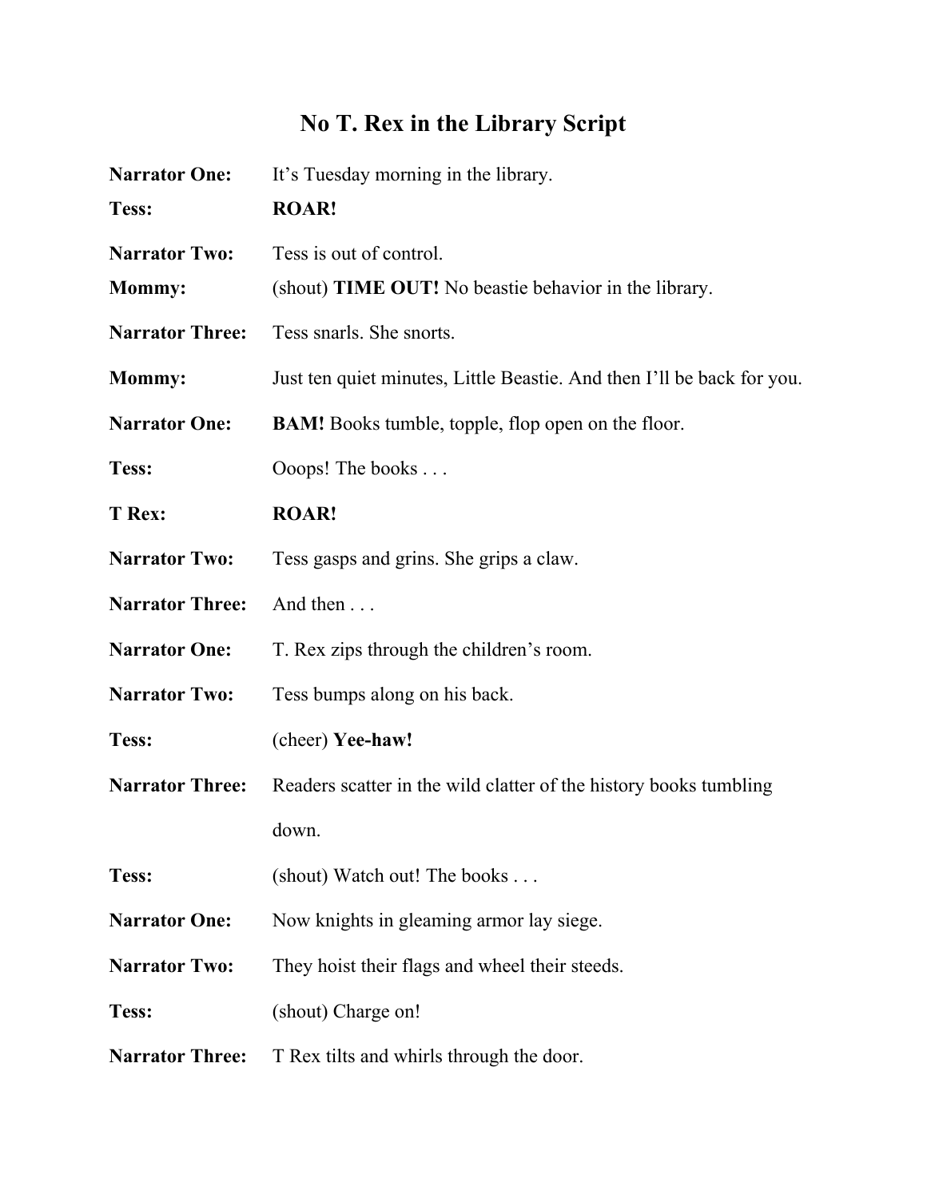# No T. Rex in the Library Script

**Narrator One:** It's Tuesday morning in the library.

**Tess:** **ROAR!**

**Narrator Two:** Tess is out of control.

**Mommy:** (shout) **TIME OUT!** No beastie behavior in the library.

**Narrator Three:** Tess snarls. She snorts.

**Mommy:** Just ten quiet minutes, Little Beastie. And then I'll be back for you.

**Narrator One:** **BAM!** Books tumble, topple, flop open on the floor.

**Tess:** Ooops! The books . . .

**T Rex:** **ROAR!**

**Narrator Two:** Tess gasps and grins. She grips a claw.

**Narrator Three:** And then . . .

**Narrator One:** T. Rex zips through the children's room.

**Narrator Two:** Tess bumps along on his back.

**Tess:** (cheer) **Yee-haw!**

**Narrator Three:** Readers scatter in the wild clatter of the history books tumbling down.

**Tess:** (shout) Watch out! The books . . .

**Narrator One:** Now knights in gleaming armor lay siege.

**Narrator Two:** They hoist their flags and wheel their steeds.

**Tess:** (shout) Charge on!

**Narrator Three:** T Rex tilts and whirls through the door.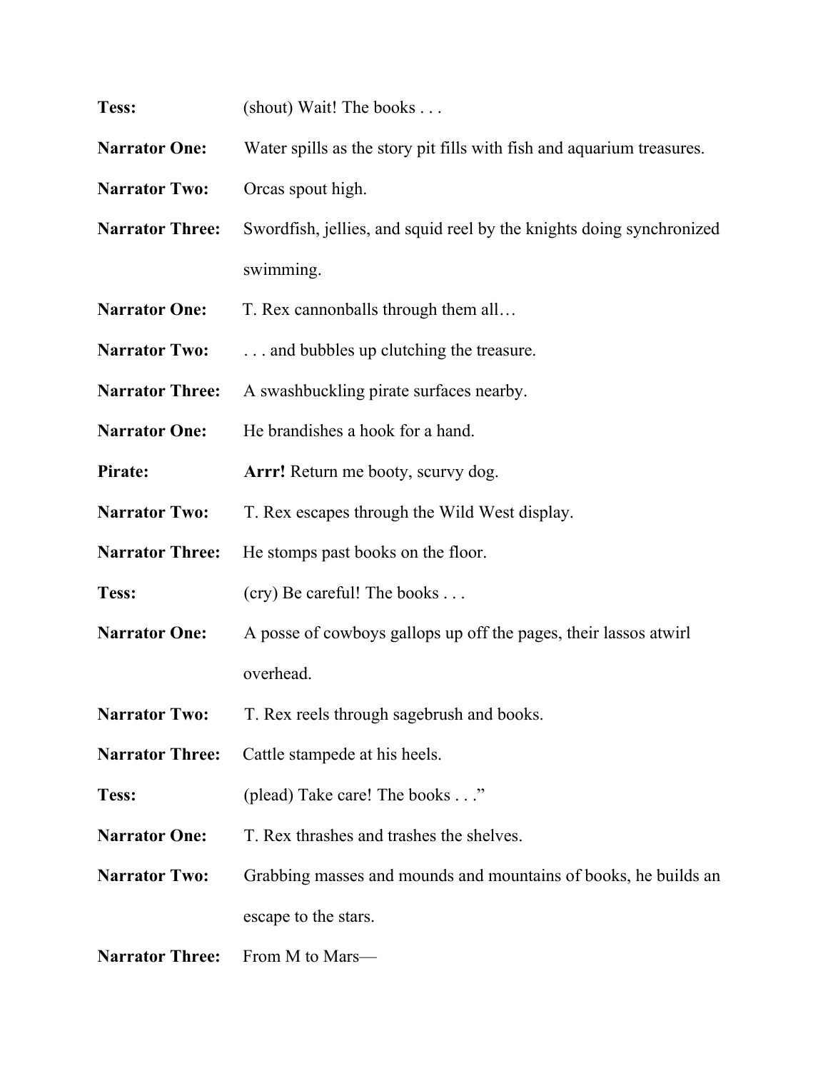**Tess:** (shout) Wait! The books . . .

**Narrator One:** Water spills as the story pit fills with fish and aquarium treasures.

**Narrator Two:** Orcas spout high.

**Narrator Three:** Swordfish, jellies, and squid reel by the knights doing synchronized swimming.

**Narrator One:** T. Rex cannonballs through them all…

**Narrator Two:** . . . and bubbles up clutching the treasure.

**Narrator Three:** A swashbuckling pirate surfaces nearby.

**Narrator One:** He brandishes a hook for a hand.

**Pirate:** **Arrr!** Return me booty, scurvy dog.

**Narrator Two:** T. Rex escapes through the Wild West display.

**Narrator Three:** He stomps past books on the floor.

**Tess:** (cry) Be careful! The books . . .

**Narrator One:** A posse of cowboys gallops up off the pages, their lassos atwirl overhead.

**Narrator Two:** T. Rex reels through sagebrush and books.

**Narrator Three:** Cattle stampede at his heels.

**Tess:** (plead) Take care! The books . . .”

**Narrator One:** T. Rex thrashes and trashes the shelves.

**Narrator Two:** Grabbing masses and mounds and mountains of books, he builds an escape to the stars.

**Narrator Three:** From M to Mars—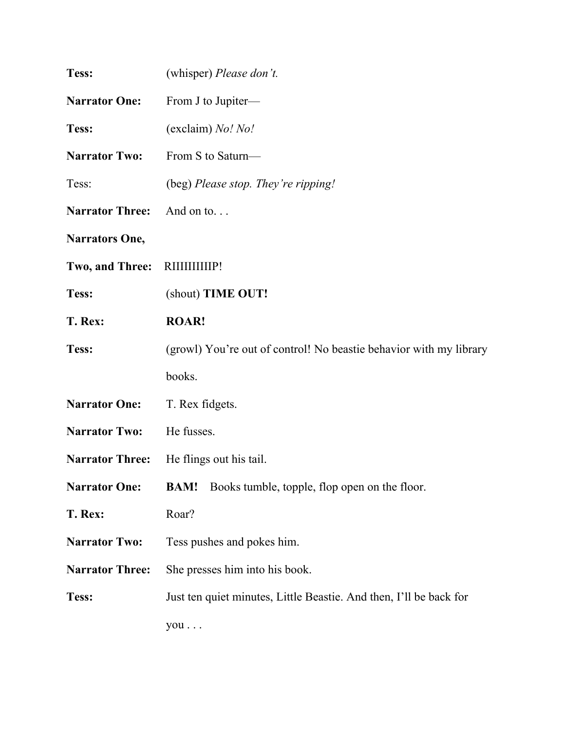**Tess:** (whisper) *Please don't.*

**Narrator One:** From J to Jupiter—

**Tess:** (exclaim) *No! No!*

**Narrator Two:** From S to Saturn—

Tess: (beg) *Please stop. They're ripping!*

**Narrator Three:** And on to. . .

**Narrators One, Two, and Three:** RIIIIIIIIIIP!

**Tess:** (shout) **TIME OUT!**

**T. Rex:** **ROAR!**

**Tess:** (growl) You're out of control! No beastie behavior with my library books.

**Narrator One:** T. Rex fidgets.

**Narrator Two:** He fusses.

**Narrator Three:** He flings out his tail.

**Narrator One:** **BAM!** Books tumble, topple, flop open on the floor.

**T. Rex:** Roar?

**Narrator Two:** Tess pushes and pokes him.

**Narrator Three:** She presses him into his book.

**Tess:** Just ten quiet minutes, Little Beastie. And then, I'll be back for you . . .